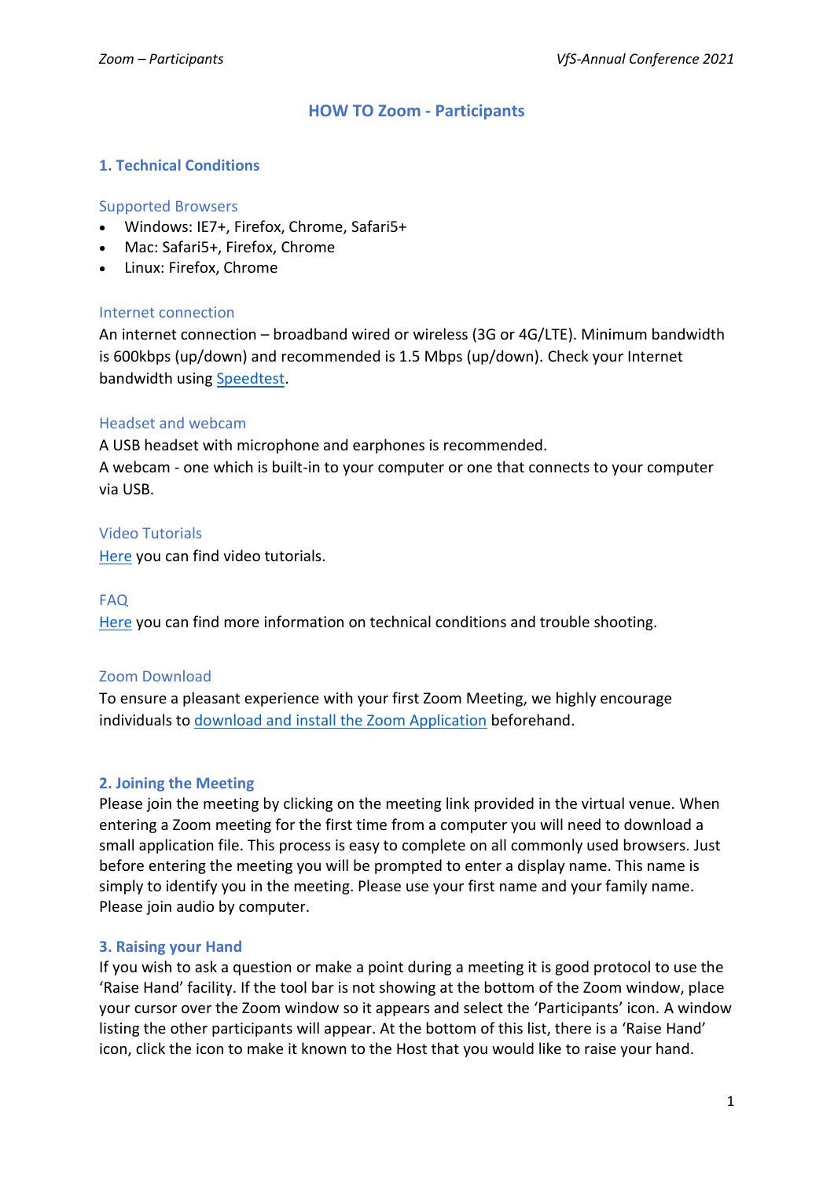# HOW TO Zoom - Participants

## 1. Technical Conditions

### Supported Browsers

- Windows: IE7+, Firefox, Chrome, Safari5+
- Mac: Safari5+, Firefox, Chrome
- Linux: Firefox, Chrome

### Internet connection

An internet connection – broadband wired or wireless (3G or 4G/LTE). Minimum bandwidth is 600kbps (up/down) and recommended is 1.5 Mbps (up/down). Check your Internet bandwidth using Speedtest.

### Headset and webcam

A USB headset with microphone and earphones is recommended.
A webcam - one which is built-in to your computer or one that connects to your computer via USB.

### Video Tutorials

Here you can find video tutorials.

### FAQ

Here you can find more information on technical conditions and trouble shooting.

### Zoom Download

To ensure a pleasant experience with your first Zoom Meeting, we highly encourage individuals to download and install the Zoom Application beforehand.

## 2. Joining the Meeting

Please join the meeting by clicking on the meeting link provided in the virtual venue. When entering a Zoom meeting for the first time from a computer you will need to download a small application file. This process is easy to complete on all commonly used browsers. Just before entering the meeting you will be prompted to enter a display name. This name is simply to identify you in the meeting. Please use your first name and your family name. Please join audio by computer.

## 3. Raising your Hand

If you wish to ask a question or make a point during a meeting it is good protocol to use the 'Raise Hand' facility. If the tool bar is not showing at the bottom of the Zoom window, place your cursor over the Zoom window so it appears and select the 'Participants' icon. A window listing the other participants will appear. At the bottom of this list, there is a 'Raise Hand' icon, click the icon to make it known to the Host that you would like to raise your hand.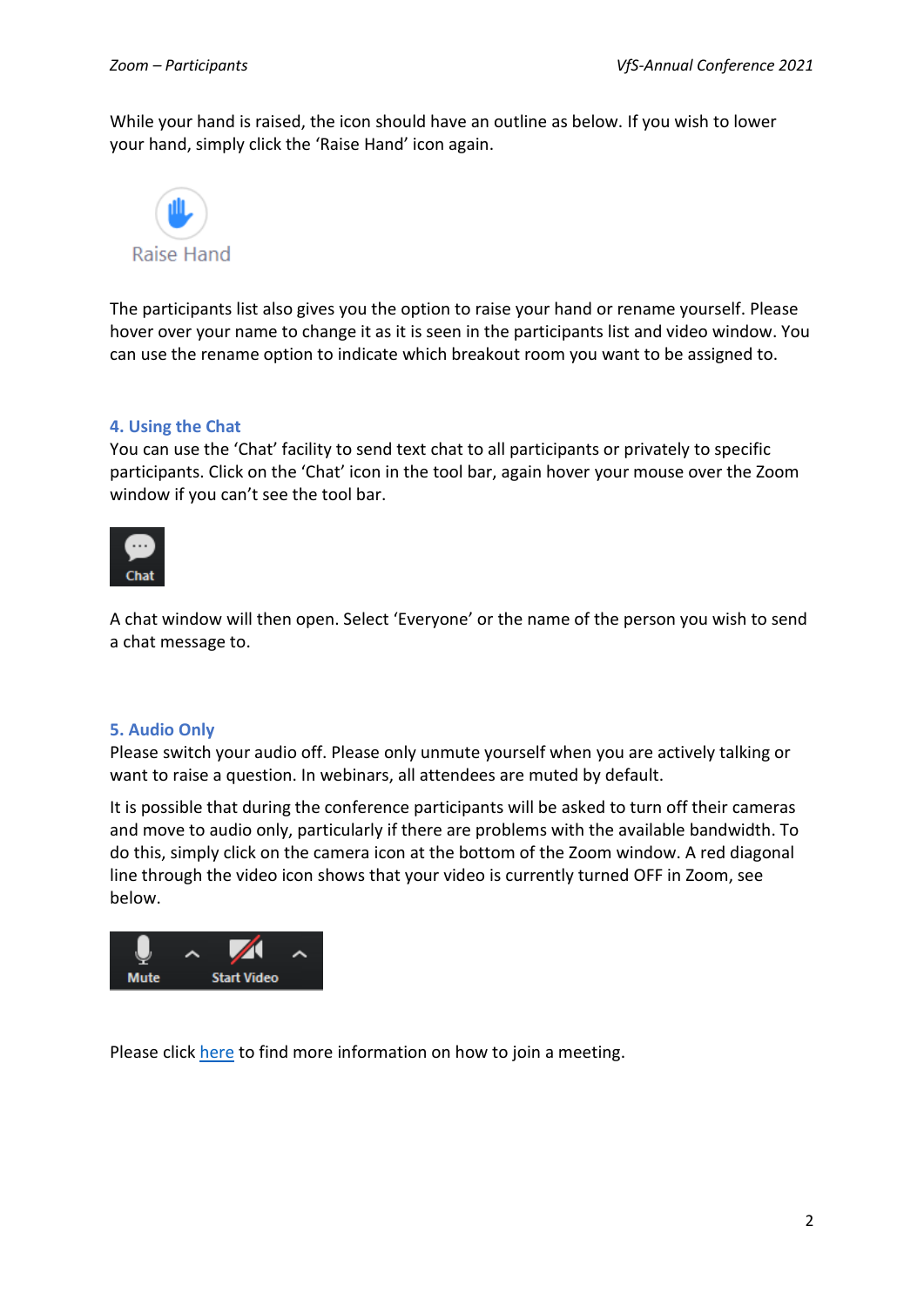While your hand is raised, the icon should have an outline as below. If you wish to lower your hand, simply click the 'Raise Hand' icon again.

The participants list also gives you the option to raise your hand or rename yourself. Please hover over your name to change it as it is seen in the participants list and video window. You can use the rename option to indicate which breakout room you want to be assigned to.

## 4. Using the Chat

You can use the 'Chat' facility to send text chat to all participants or privately to specific participants. Click on the 'Chat' icon in the tool bar, again hover your mouse over the Zoom window if you can't see the tool bar.

A chat window will then open. Select 'Everyone' or the name of the person you wish to send a chat message to.

## 5. Audio Only

Please switch your audio off. Please only unmute yourself when you are actively talking or want to raise a question. In webinars, all attendees are muted by default.

It is possible that during the conference participants will be asked to turn off their cameras and move to audio only, particularly if there are problems with the available bandwidth. To do this, simply click on the camera icon at the bottom of the Zoom window. A red diagonal line through the video icon shows that your video is currently turned OFF in Zoom, see below.

Please click here to find more information on how to join a meeting.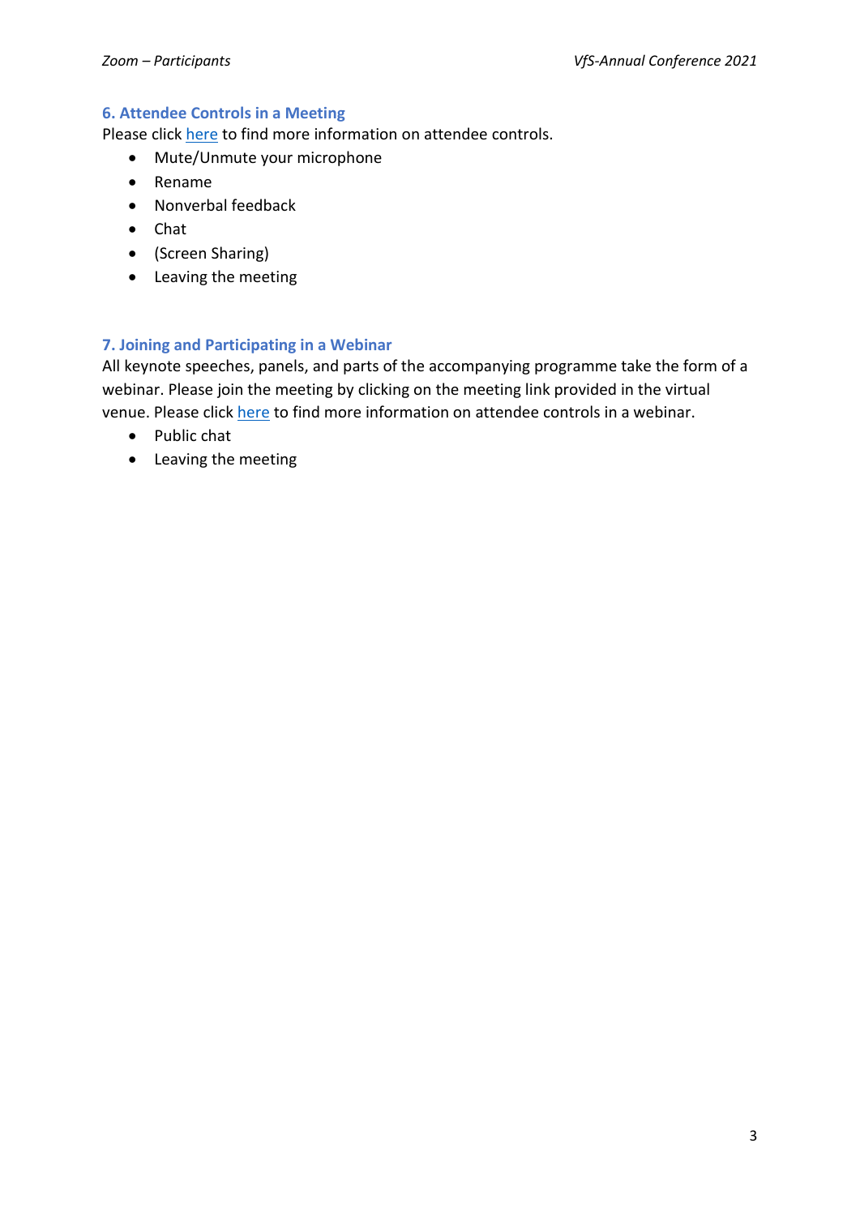## 6. Attendee Controls in a Meeting

Please click here to find more information on attendee controls.

- Mute/Unmute your microphone
- Rename
- Nonverbal feedback
- Chat
- (Screen Sharing)
- Leaving the meeting

## 7. Joining and Participating in a Webinar

All keynote speeches, panels, and parts of the accompanying programme take the form of a webinar. Please join the meeting by clicking on the meeting link provided in the virtual venue. Please click here to find more information on attendee controls in a webinar.

- Public chat
- Leaving the meeting